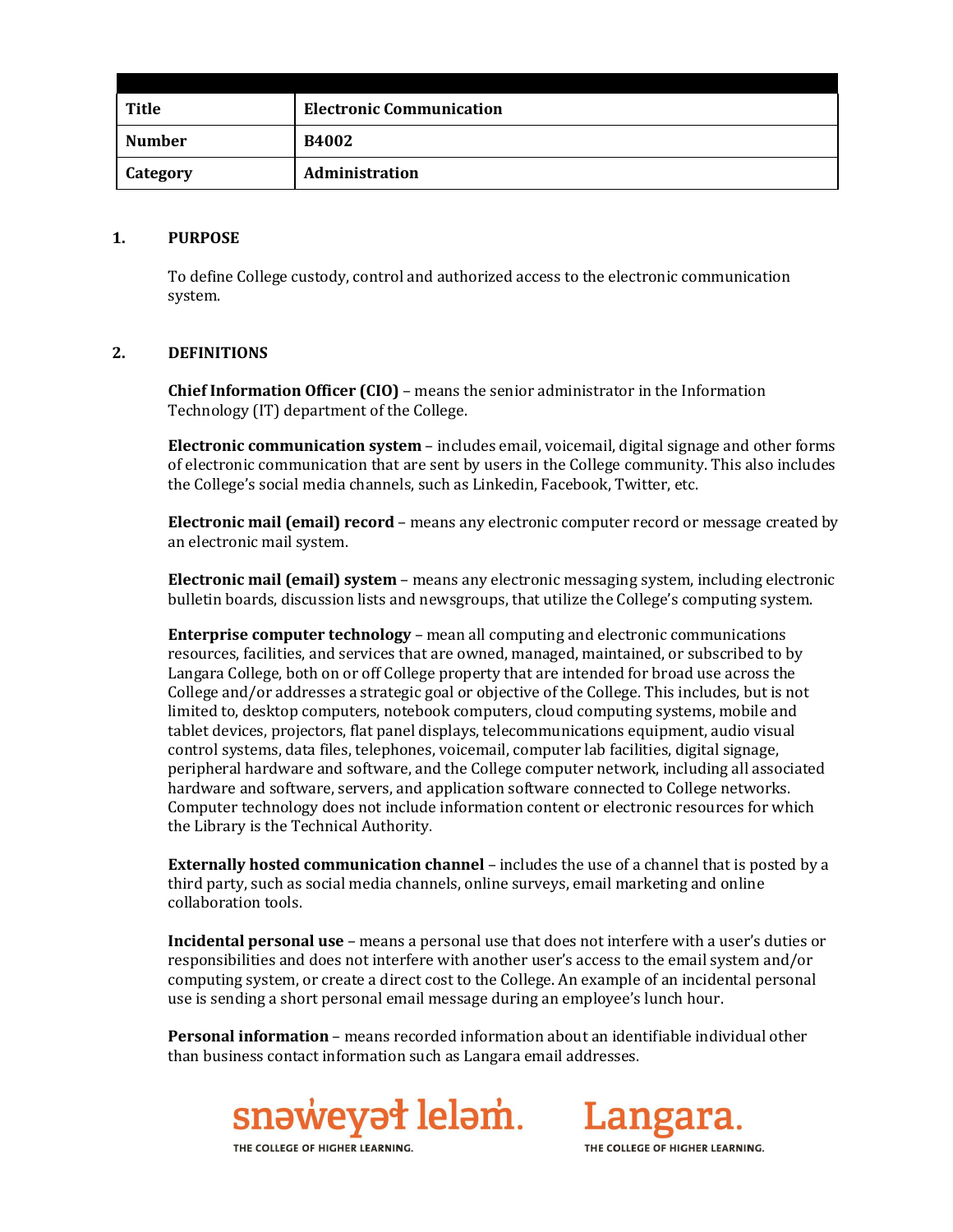| Title | Electronic Communication |
|---|---|
| Number | B4002 |
| Category | Administration |

## 1. PURPOSE

To define College custody, control and authorized access to the electronic communication system.

## 2. DEFINITIONS

**Chief Information Officer (CIO)** – means the senior administrator in the Information Technology (IT) department of the College.

**Electronic communication system** – includes email, voicemail, digital signage and other forms of electronic communication that are sent by users in the College community. This also includes the College's social media channels, such as Linkedin, Facebook, Twitter, etc.

**Electronic mail (email) record** – means any electronic computer record or message created by an electronic mail system.

**Electronic mail (email) system** – means any electronic messaging system, including electronic bulletin boards, discussion lists and newsgroups, that utilize the College's computing system.

**Enterprise computer technology** – mean all computing and electronic communications resources, facilities, and services that are owned, managed, maintained, or subscribed to by Langara College, both on or off College property that are intended for broad use across the College and/or addresses a strategic goal or objective of the College. This includes, but is not limited to, desktop computers, notebook computers, cloud computing systems, mobile and tablet devices, projectors, flat panel displays, telecommunications equipment, audio visual control systems, data files, telephones, voicemail, computer lab facilities, digital signage, peripheral hardware and software, and the College computer network, including all associated hardware and software, servers, and application software connected to College networks. Computer technology does not include information content or electronic resources for which the Library is the Technical Authority.

**Externally hosted communication channel** – includes the use of a channel that is posted by a third party, such as social media channels, online surveys, email marketing and online collaboration tools.

**Incidental personal use** – means a personal use that does not interfere with a user's duties or responsibilities and does not interfere with another user's access to the email system and/or computing system, or create a direct cost to the College. An example of an incidental personal use is sending a short personal email message during an employee's lunch hour.

**Personal information** – means recorded information about an identifiable individual other than business contact information such as Langara email addresses.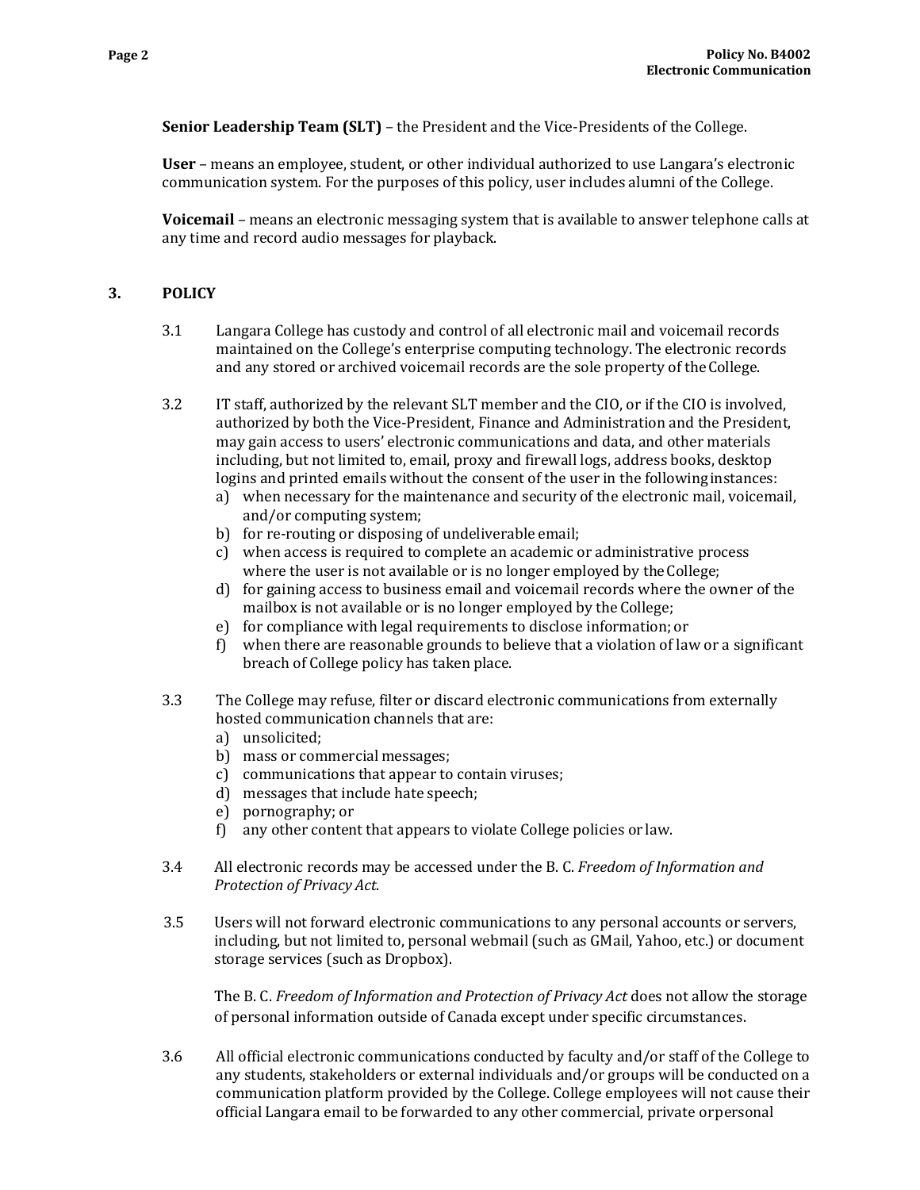**Senior Leadership Team (SLT)** – the President and the Vice-Presidents of the College.

**User** – means an employee, student, or other individual authorized to use Langara's electronic communication system. For the purposes of this policy, user includes alumni of the College.

**Voicemail** – means an electronic messaging system that is available to answer telephone calls at any time and record audio messages for playback.

## 3. POLICY

3.1 Langara College has custody and control of all electronic mail and voicemail records maintained on the College's enterprise computing technology. The electronic records and any stored or archived voicemail records are the sole property of the College.

3.2 IT staff, authorized by the relevant SLT member and the CIO, or if the CIO is involved, authorized by both the Vice-President, Finance and Administration and the President, may gain access to users' electronic communications and data, and other materials including, but not limited to, email, proxy and firewall logs, address books, desktop logins and printed emails without the consent of the user in the following instances:

a) when necessary for the maintenance and security of the electronic mail, voicemail, and/or computing system;
b) for re-routing or disposing of undeliverable email;
c) when access is required to complete an academic or administrative process where the user is not available or is no longer employed by the College;
d) for gaining access to business email and voicemail records where the owner of the mailbox is not available or is no longer employed by the College;
e) for compliance with legal requirements to disclose information; or
f) when there are reasonable grounds to believe that a violation of law or a significant breach of College policy has taken place.

3.3 The College may refuse, filter or discard electronic communications from externally hosted communication channels that are:

a) unsolicited;
b) mass or commercial messages;
c) communications that appear to contain viruses;
d) messages that include hate speech;
e) pornography; or
f) any other content that appears to violate College policies or law.

3.4 All electronic records may be accessed under the B. C. *Freedom of Information and Protection of Privacy Act*.

3.5 Users will not forward electronic communications to any personal accounts or servers, including, but not limited to, personal webmail (such as GMail, Yahoo, etc.) or document storage services (such as Dropbox).

The B. C. *Freedom of Information and Protection of Privacy Act* does not allow the storage of personal information outside of Canada except under specific circumstances.

3.6 All official electronic communications conducted by faculty and/or staff of the College to any students, stakeholders or external individuals and/or groups will be conducted on a communication platform provided by the College. College employees will not cause their official Langara email to be forwarded to any other commercial, private or personal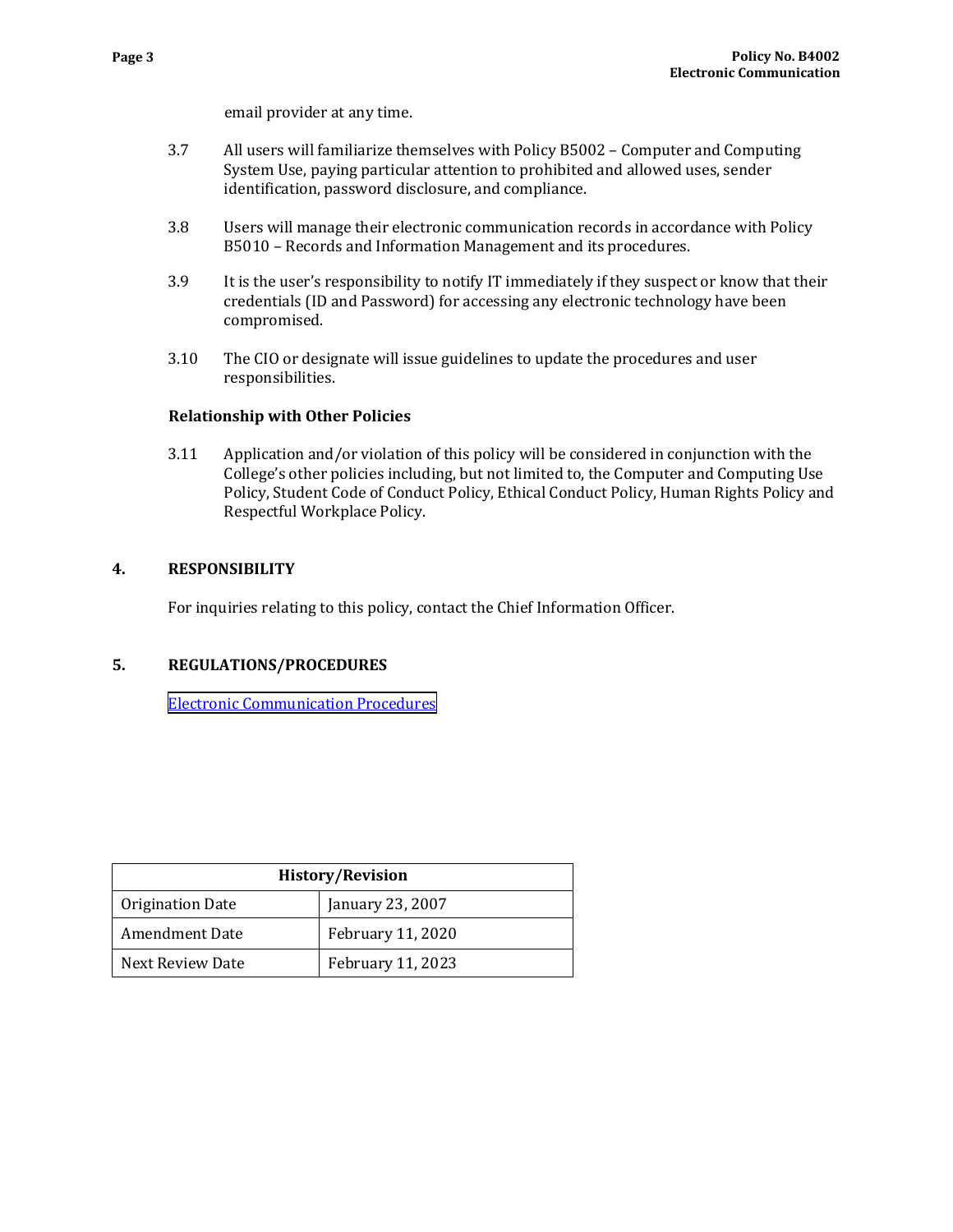email provider at any time.

3.7 All users will familiarize themselves with Policy B5002 – Computer and Computing System Use, paying particular attention to prohibited and allowed uses, sender identification, password disclosure, and compliance.

3.8 Users will manage their electronic communication records in accordance with Policy B5010 – Records and Information Management and its procedures.

3.9 It is the user's responsibility to notify IT immediately if they suspect or know that their credentials (ID and Password) for accessing any electronic technology have been compromised.

3.10 The CIO or designate will issue guidelines to update the procedures and user responsibilities.

**Relationship with Other Policies**

3.11 Application and/or violation of this policy will be considered in conjunction with the College's other policies including, but not limited to, the Computer and Computing Use Policy, Student Code of Conduct Policy, Ethical Conduct Policy, Human Rights Policy and Respectful Workplace Policy.

## 4. RESPONSIBILITY

For inquiries relating to this policy, contact the Chief Information Officer.

## 5. REGULATIONS/PROCEDURES

Electronic Communication Procedures

| History/Revision | |
|---|---|
| Origination Date | January 23, 2007 |
| Amendment Date | February 11, 2020 |
| Next Review Date | February 11, 2023 |